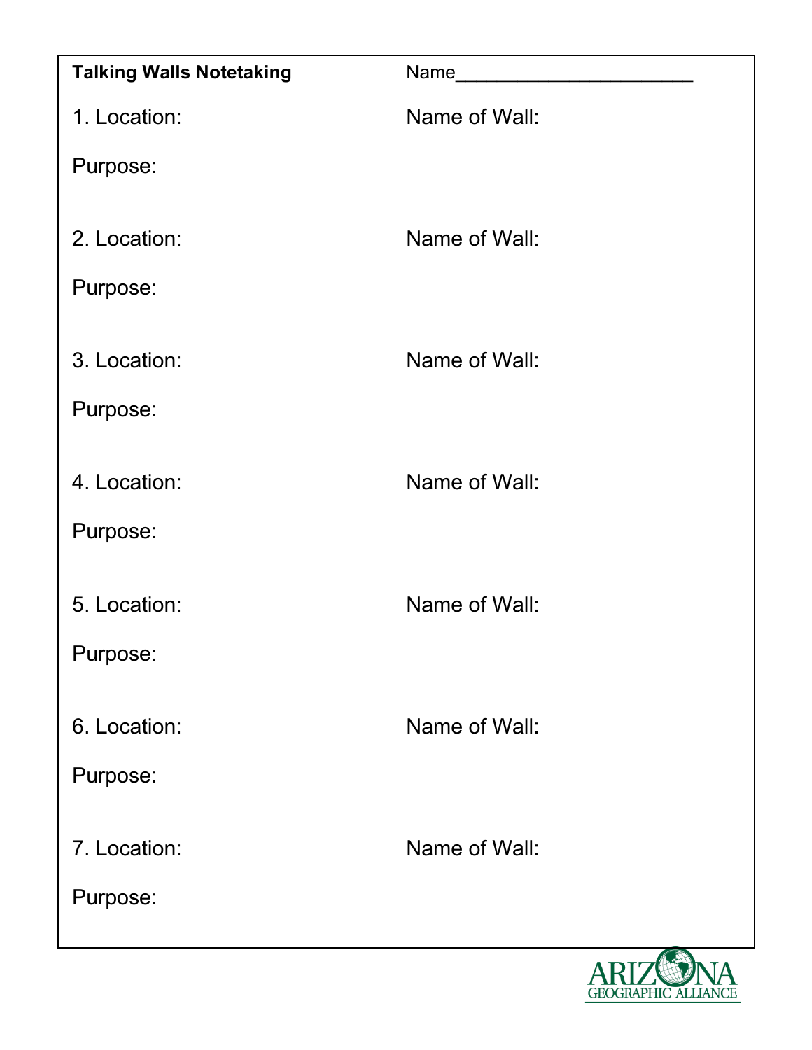**Talking Walls Notetaking**

Name_______________________

1. Location:

Name of Wall:

Purpose:

2. Location:

Name of Wall:

Purpose:

3. Location:

Name of Wall:

Purpose:

4. Location:

Name of Wall:

Purpose:

5. Location:

Name of Wall:

Purpose:

6. Location:

Name of Wall:

Purpose:

7. Location:

Name of Wall:

Purpose:

ARIZONA GEOGRAPHIC ALLIANCE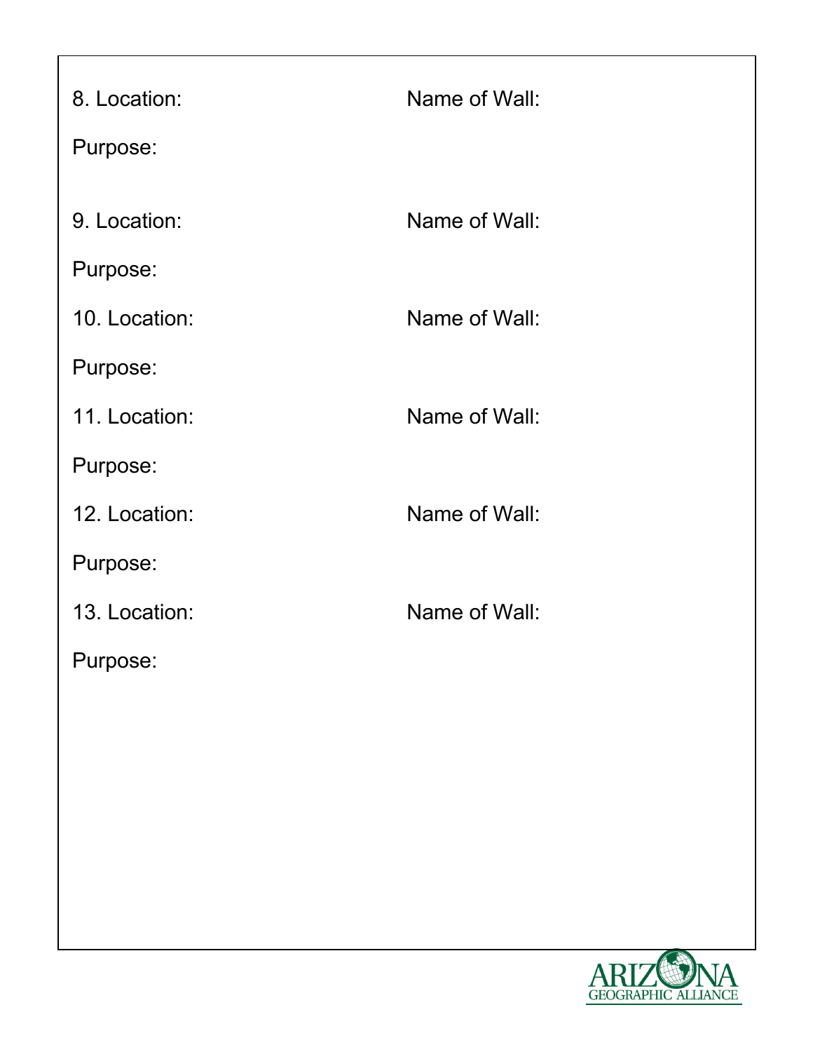8. Location: Name of Wall:

Purpose:

9. Location: Name of Wall:

Purpose:

10. Location: Name of Wall:

Purpose:

11. Location: Name of Wall:

Purpose:

12. Location: Name of Wall:

Purpose:

13. Location: Name of Wall:

Purpose: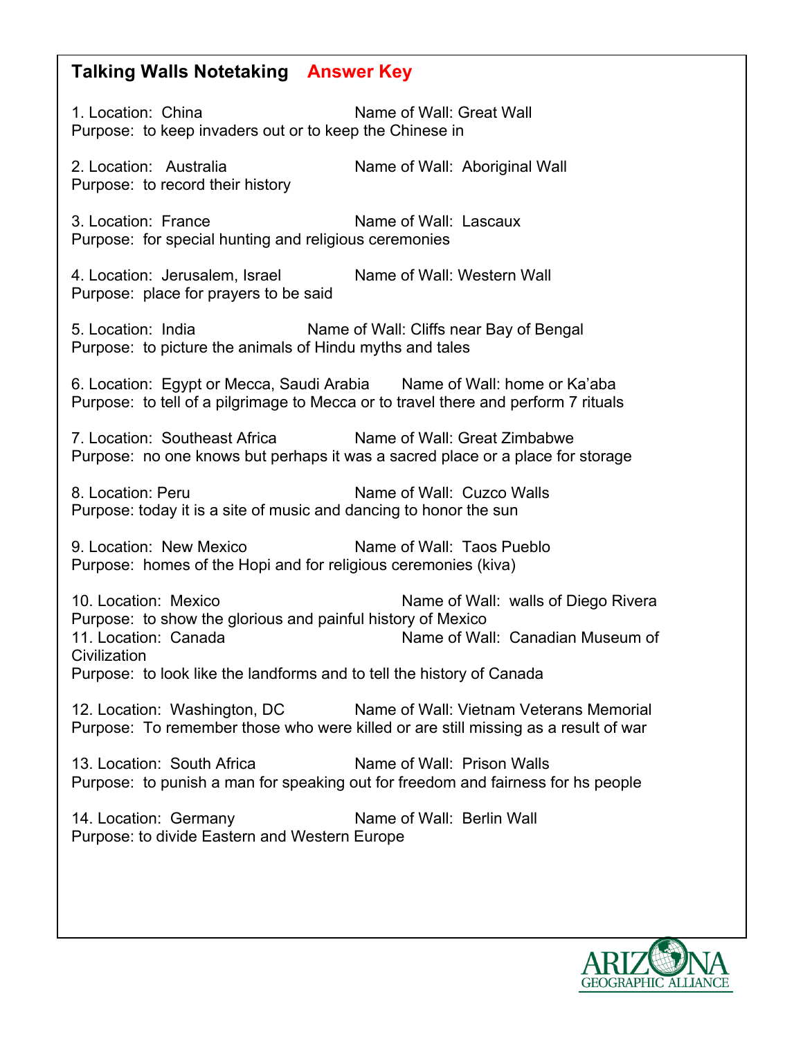## Talking Walls Notetaking **Answer Key**

1. Location: China Name of Wall: Great Wall
Purpose: to keep invaders out or to keep the Chinese in

2. Location: Australia Name of Wall: Aboriginal Wall
Purpose: to record their history

3. Location: France Name of Wall: Lascaux
Purpose: for special hunting and religious ceremonies

4. Location: Jerusalem, Israel Name of Wall: Western Wall
Purpose: place for prayers to be said

5. Location: India Name of Wall: Cliffs near Bay of Bengal
Purpose: to picture the animals of Hindu myths and tales

6. Location: Egypt or Mecca, Saudi Arabia Name of Wall: home or Ka'aba
Purpose: to tell of a pilgrimage to Mecca or to travel there and perform 7 rituals

7. Location: Southeast Africa Name of Wall: Great Zimbabwe
Purpose: no one knows but perhaps it was a sacred place or a place for storage

8. Location: Peru Name of Wall: Cuzco Walls
Purpose: today it is a site of music and dancing to honor the sun

9. Location: New Mexico Name of Wall: Taos Pueblo
Purpose: homes of the Hopi and for religious ceremonies (kiva)

10. Location: Mexico Name of Wall: walls of Diego Rivera
Purpose: to show the glorious and painful history of Mexico

11. Location: Canada Name of Wall: Canadian Museum of Civilization
Purpose: to look like the landforms and to tell the history of Canada

12. Location: Washington, DC Name of Wall: Vietnam Veterans Memorial
Purpose: To remember those who were killed or are still missing as a result of war

13. Location: South Africa Name of Wall: Prison Walls
Purpose: to punish a man for speaking out for freedom and fairness for hs people

14. Location: Germany Name of Wall: Berlin Wall
Purpose: to divide Eastern and Western Europe

ARIZONA GEOGRAPHIC ALLIANCE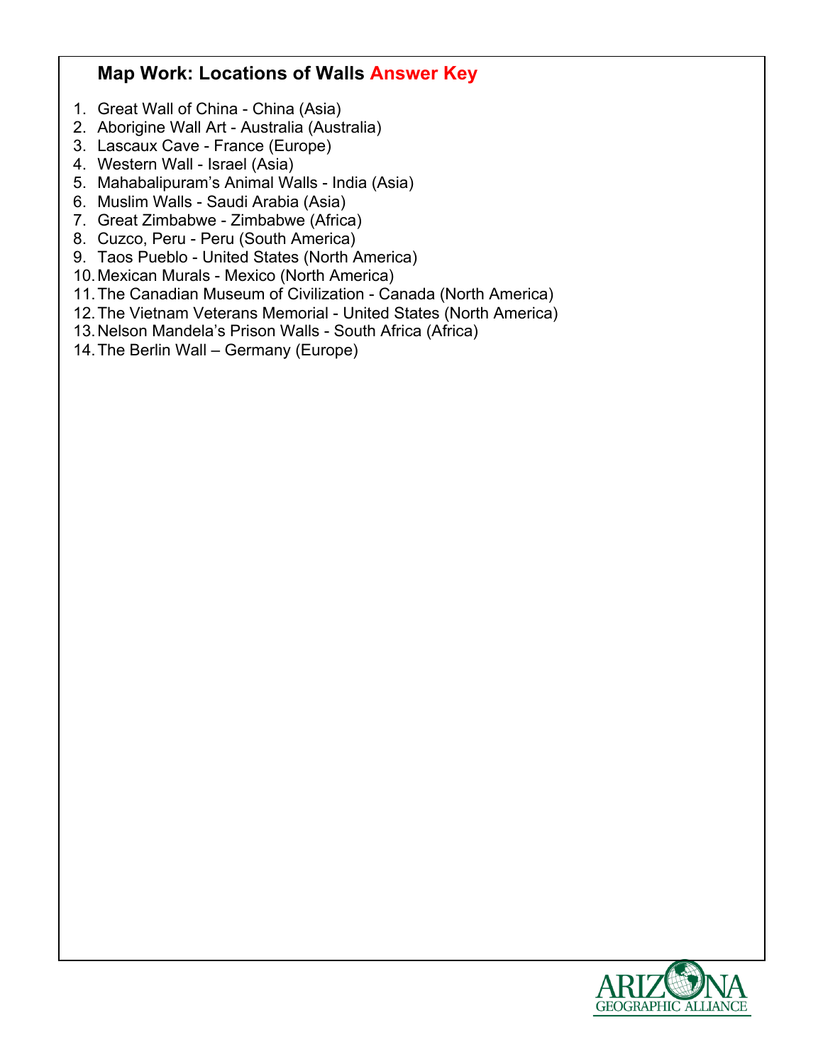## Map Work: Locations of Walls Answer Key

1. Great Wall of China - China (Asia)
2. Aborigine Wall Art - Australia (Australia)
3. Lascaux Cave - France (Europe)
4. Western Wall - Israel (Asia)
5. Mahabalipuram's Animal Walls - India (Asia)
6. Muslim Walls - Saudi Arabia (Asia)
7. Great Zimbabwe - Zimbabwe (Africa)
8. Cuzco, Peru - Peru (South America)
9. Taos Pueblo - United States (North America)
10. Mexican Murals - Mexico (North America)
11. The Canadian Museum of Civilization - Canada (North America)
12. The Vietnam Veterans Memorial - United States (North America)
13. Nelson Mandela's Prison Walls - South Africa (Africa)
14. The Berlin Wall – Germany (Europe)

ARIZONA GEOGRAPHIC ALLIANCE